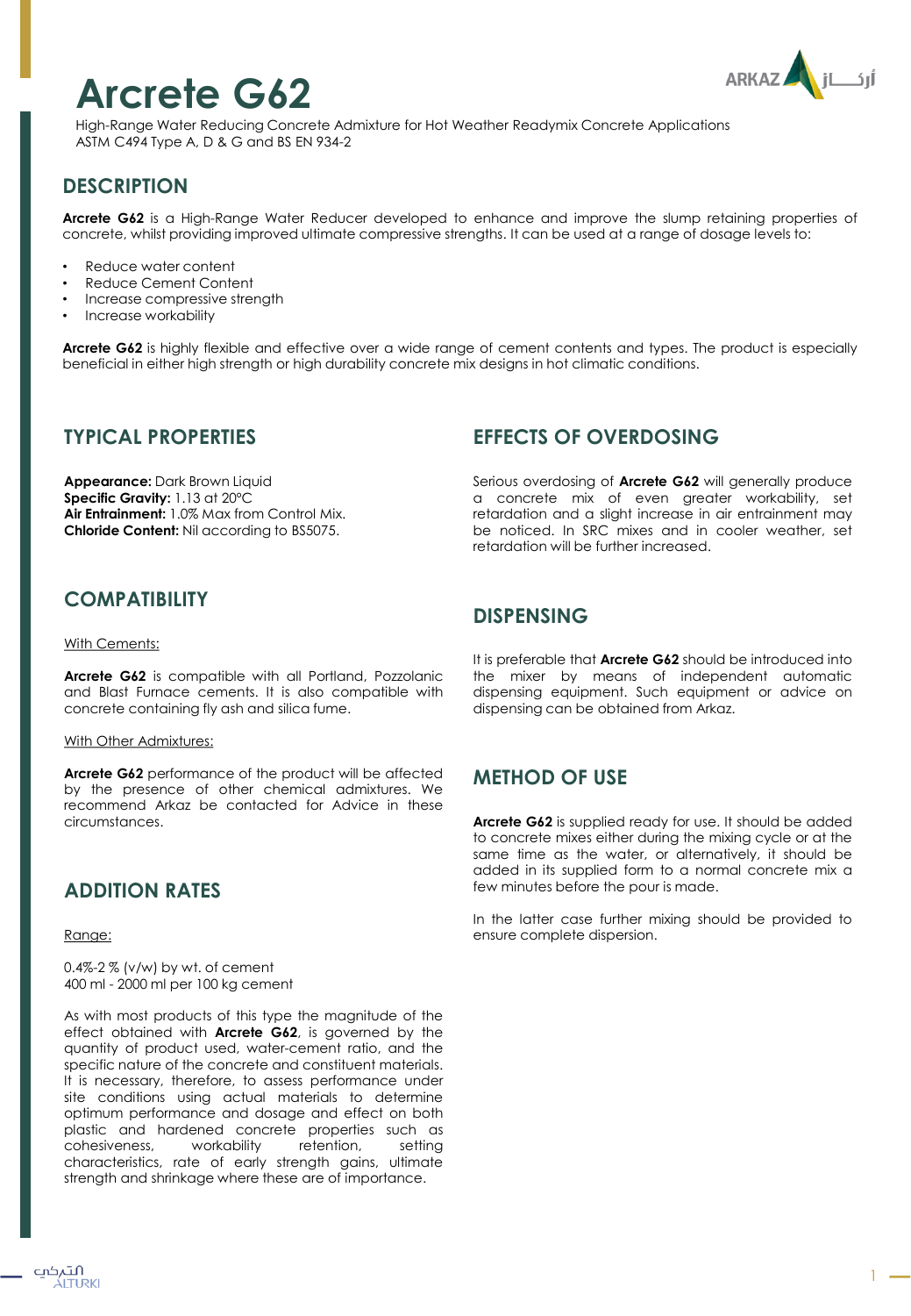# Arcrete G62

High-Range Water Reducing Concrete Admixture for Hot Weather Readymix Concrete Applications
ASTM C494 Type A, D & G and BS EN 934-2

## DESCRIPTION

**Arcrete G62** is a High-Range Water Reducer developed to enhance and improve the slump retaining properties of concrete, whilst providing improved ultimate compressive strengths. It can be used at a range of dosage levels to:

- Reduce water content
- Reduce Cement Content
- Increase compressive strength
- Increase workability

**Arcrete G62** is highly flexible and effective over a wide range of cement contents and types. The product is especially beneficial in either high strength or high durability concrete mix designs in hot climatic conditions.

## TYPICAL PROPERTIES

**Appearance:** Dark Brown Liquid
**Specific Gravity:** 1.13 at 20°C
**Air Entrainment:** 1.0% Max from Control Mix.
**Chloride Content:** Nil according to BS5075.

## COMPATIBILITY

With Cements:

**Arcrete G62** is compatible with all Portland, Pozzolanic and Blast Furnace cements. It is also compatible with concrete containing fly ash and silica fume.

With Other Admixtures:

**Arcrete G62** performance of the product will be affected by the presence of other chemical admixtures. We recommend Arkaz be contacted for Advice in these circumstances.

## ADDITION RATES

Range:

0.4%-2 % (v/w) by wt. of cement
400 ml - 2000 ml per 100 kg cement

As with most products of this type the magnitude of the effect obtained with **Arcrete G62**, is governed by the quantity of product used, water-cement ratio, and the specific nature of the concrete and constituent materials. It is necessary, therefore, to assess performance under site conditions using actual materials to determine optimum performance and dosage and effect on both plastic and hardened concrete properties such as cohesiveness, workability retention, setting characteristics, rate of early strength gains, ultimate strength and shrinkage where these are of importance.

## EFFECTS OF OVERDOSING

Serious overdosing of **Arcrete G62** will generally produce a concrete mix of even greater workability, set retardation and a slight increase in air entrainment may be noticed. In SRC mixes and in cooler weather, set retardation will be further increased.

## DISPENSING

It is preferable that **Arcrete G62** should be introduced into the mixer by means of independent automatic dispensing equipment. Such equipment or advice on dispensing can be obtained from Arkaz.

## METHOD OF USE

**Arcrete G62** is supplied ready for use. It should be added to concrete mixes either during the mixing cycle or at the same time as the water, or alternatively, it should be added in its supplied form to a normal concrete mix a few minutes before the pour is made.

In the latter case further mixing should be provided to ensure complete dispersion.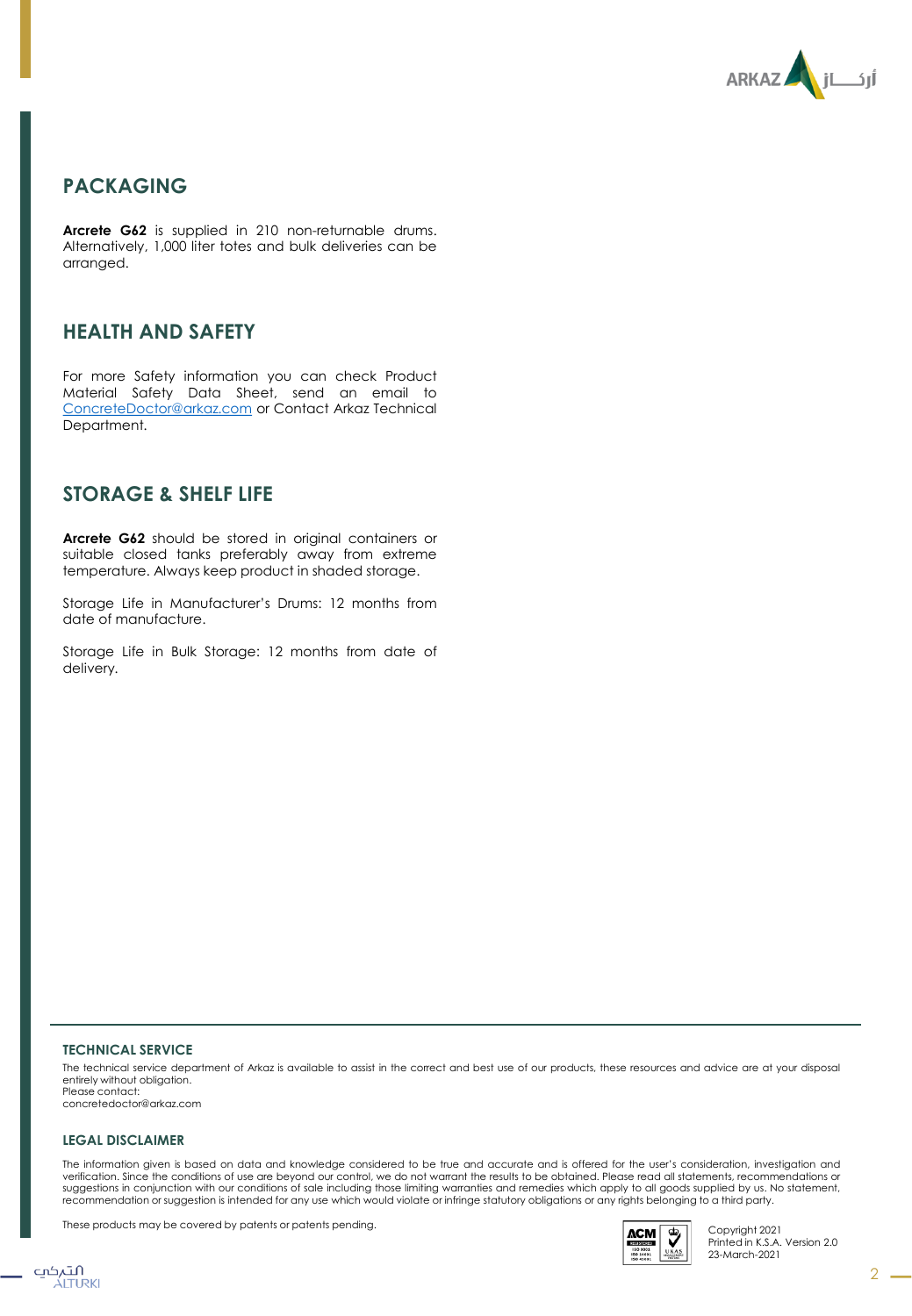## PACKAGING

**Arcrete G62** is supplied in 210 non-returnable drums. Alternatively, 1,000 liter totes and bulk deliveries can be arranged.

## HEALTH AND SAFETY

For more Safety information you can check Product Material Safety Data Sheet, send an email to ConcreteDoctor@arkaz.com or Contact Arkaz Technical Department.

## STORAGE & SHELF LIFE

**Arcrete G62** should be stored in original containers or suitable closed tanks preferably away from extreme temperature. Always keep product in shaded storage.

Storage Life in Manufacturer's Drums: 12 months from date of manufacture.

Storage Life in Bulk Storage: 12 months from date of delivery.

### TECHNICAL SERVICE

The technical service department of Arkaz is available to assist in the correct and best use of our products, these resources and advice are at your disposal entirely without obligation.
Please contact:
concretedoctor@arkaz.com

### LEGAL DISCLAIMER

The information given is based on data and knowledge considered to be true and accurate and is offered for the user's consideration, investigation and verification. Since the conditions of use are beyond our control, we do not warrant the results to be obtained. Please read all statements, recommendations or suggestions in conjunction with our conditions of sale including those limiting warranties and remedies which apply to all goods supplied by us. No statement, recommendation or suggestion is intended for any use which would violate or infringe statutory obligations or any rights belonging to a third party.

These products may be covered by patents or patents pending.

Copyright 2021
Printed in K.S.A. Version 2.0
23-March-2021